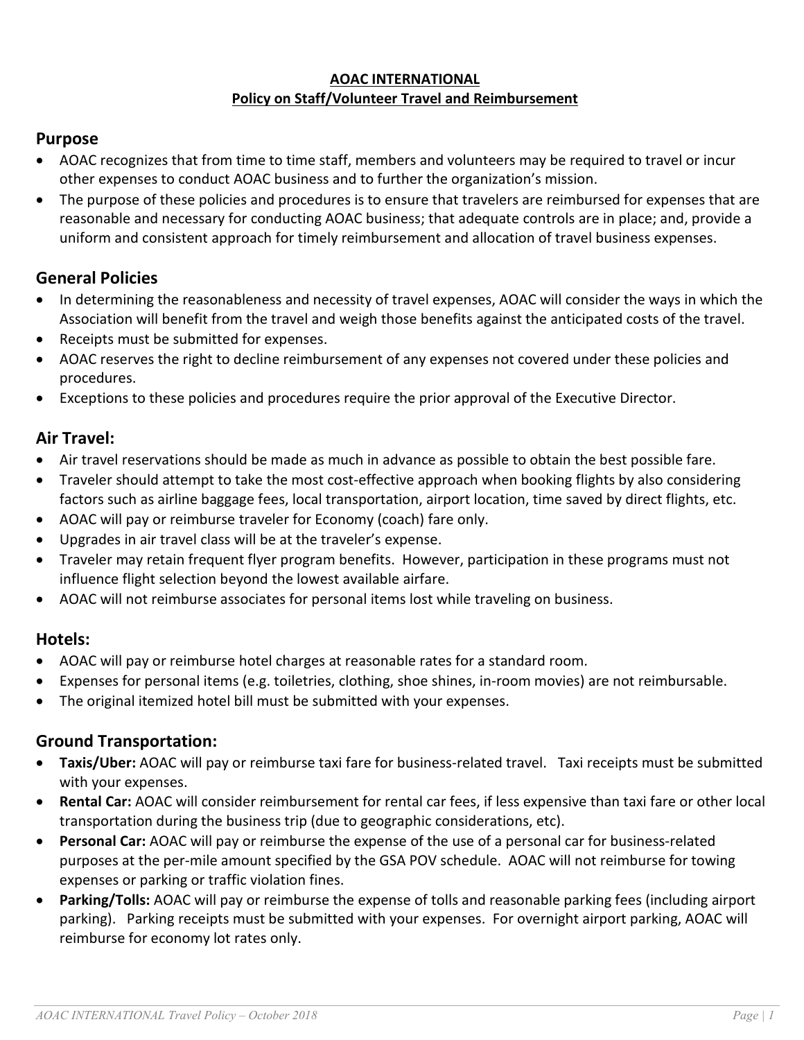**AOAC INTERNATIONAL**

**Policy on Staff/Volunteer Travel and Reimbursement**

## Purpose

- AOAC recognizes that from time to time staff, members and volunteers may be required to travel or incur other expenses to conduct AOAC business and to further the organization's mission.
- The purpose of these policies and procedures is to ensure that travelers are reimbursed for expenses that are reasonable and necessary for conducting AOAC business; that adequate controls are in place; and, provide a uniform and consistent approach for timely reimbursement and allocation of travel business expenses.

## General Policies

- In determining the reasonableness and necessity of travel expenses, AOAC will consider the ways in which the Association will benefit from the travel and weigh those benefits against the anticipated costs of the travel.
- Receipts must be submitted for expenses.
- AOAC reserves the right to decline reimbursement of any expenses not covered under these policies and procedures.
- Exceptions to these policies and procedures require the prior approval of the Executive Director.

## Air Travel:

- Air travel reservations should be made as much in advance as possible to obtain the best possible fare.
- Traveler should attempt to take the most cost-effective approach when booking flights by also considering factors such as airline baggage fees, local transportation, airport location, time saved by direct flights, etc.
- AOAC will pay or reimburse traveler for Economy (coach) fare only.
- Upgrades in air travel class will be at the traveler's expense.
- Traveler may retain frequent flyer program benefits. However, participation in these programs must not influence flight selection beyond the lowest available airfare.
- AOAC will not reimburse associates for personal items lost while traveling on business.

## Hotels:

- AOAC will pay or reimburse hotel charges at reasonable rates for a standard room.
- Expenses for personal items (e.g. toiletries, clothing, shoe shines, in-room movies) are not reimbursable.
- The original itemized hotel bill must be submitted with your expenses.

## Ground Transportation:

- **Taxis/Uber:** AOAC will pay or reimburse taxi fare for business-related travel. Taxi receipts must be submitted with your expenses.
- **Rental Car:** AOAC will consider reimbursement for rental car fees, if less expensive than taxi fare or other local transportation during the business trip (due to geographic considerations, etc).
- **Personal Car:** AOAC will pay or reimburse the expense of the use of a personal car for business-related purposes at the per-mile amount specified by the GSA POV schedule. AOAC will not reimburse for towing expenses or parking or traffic violation fines.
- **Parking/Tolls:** AOAC will pay or reimburse the expense of tolls and reasonable parking fees (including airport parking). Parking receipts must be submitted with your expenses. For overnight airport parking, AOAC will reimburse for economy lot rates only.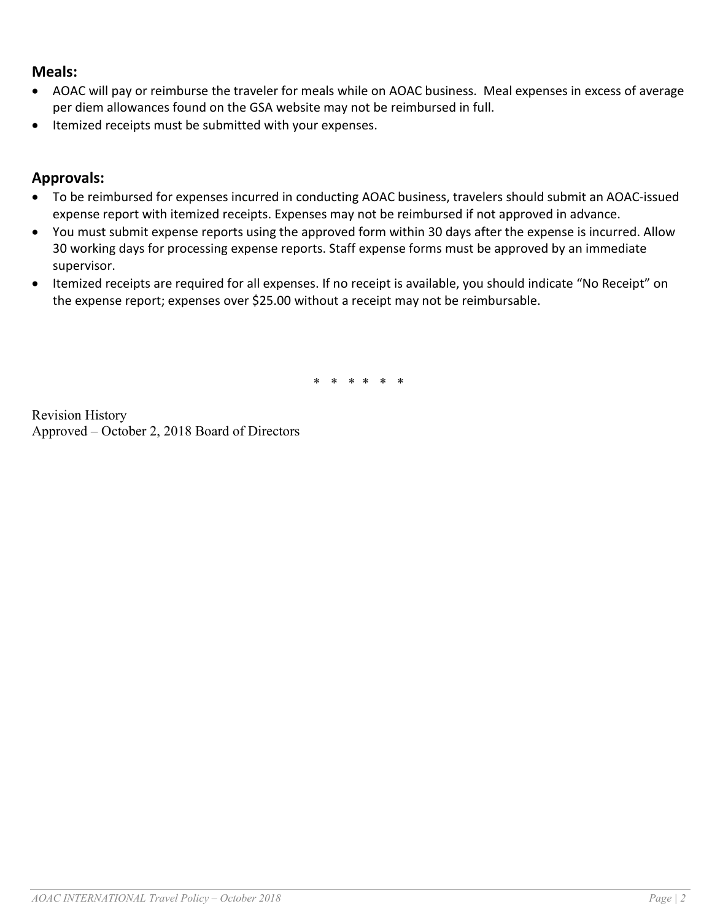## Meals:

- AOAC will pay or reimburse the traveler for meals while on AOAC business. Meal expenses in excess of average per diem allowances found on the GSA website may not be reimbursed in full.
- Itemized receipts must be submitted with your expenses.

## Approvals:

- To be reimbursed for expenses incurred in conducting AOAC business, travelers should submit an AOAC-issued expense report with itemized receipts. Expenses may not be reimbursed if not approved in advance.
- You must submit expense reports using the approved form within 30 days after the expense is incurred. Allow 30 working days for processing expense reports. Staff expense forms must be approved by an immediate supervisor.
- Itemized receipts are required for all expenses. If no receipt is available, you should indicate “No Receipt” on the expense report; expenses over $25.00 without a receipt may not be reimbursable.

\* \* \* \* \* \*

Revision History
Approved – October 2, 2018 Board of Directors